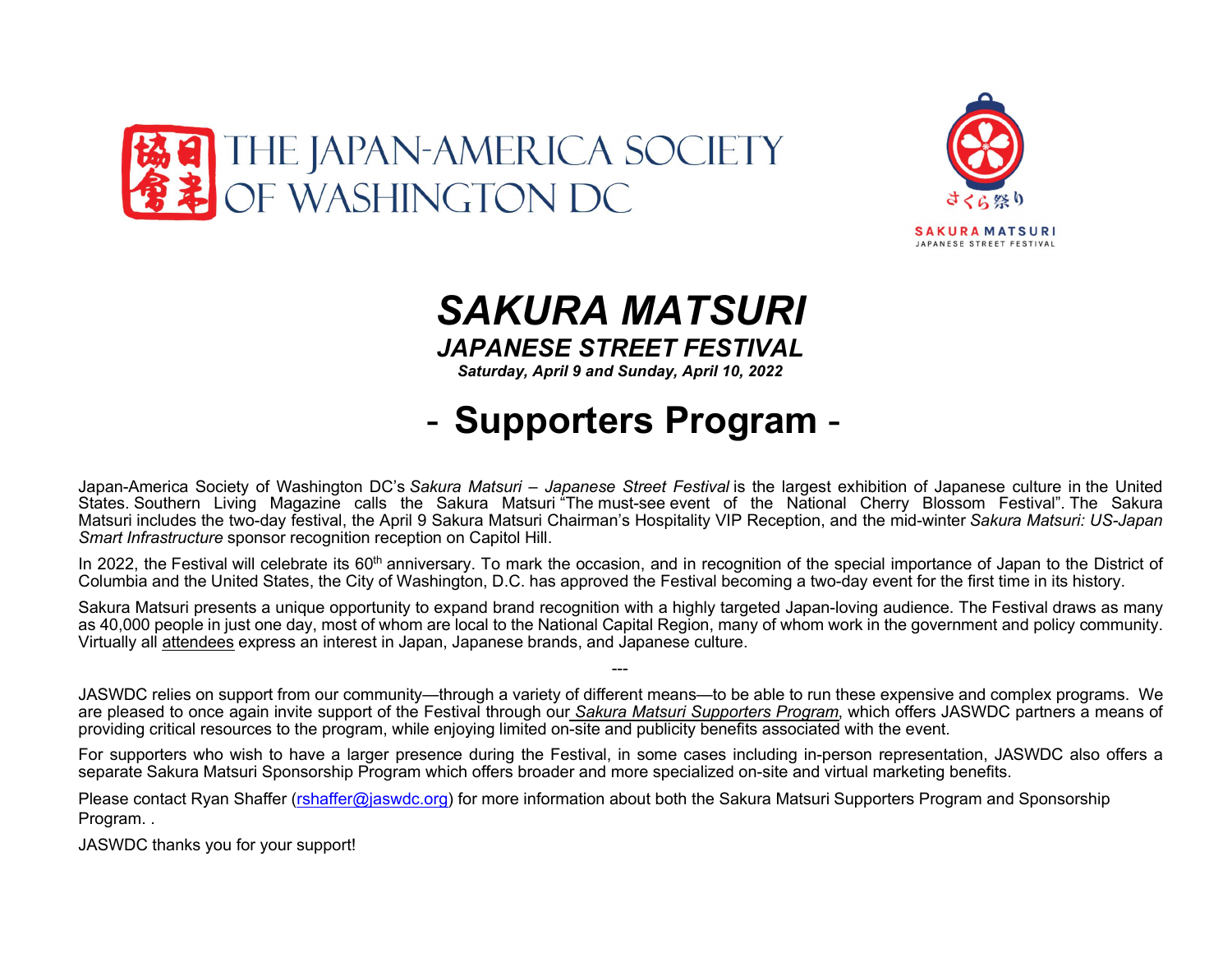THE JAPAN-AMERICA SOCIETY OF WASHINGTON DC

さくら祭り

SAKURA MATSURI
JAPANESE STREET FESTIVAL

# *SAKURA MATSURI*

## *JAPANESE STREET FESTIVAL*

***Saturday, April 9 and Sunday, April 10, 2022***

# - Supporters Program -

Japan-America Society of Washington DC's *Sakura Matsuri – Japanese Street Festival* is the largest exhibition of Japanese culture in the United States. Southern Living Magazine calls the Sakura Matsuri "The must-see event of the National Cherry Blossom Festival". The Sakura Matsuri includes the two-day festival, the April 9 Sakura Matsuri Chairman's Hospitality VIP Reception, and the mid-winter *Sakura Matsuri: US-Japan Smart Infrastructure* sponsor recognition reception on Capitol Hill.

In 2022, the Festival will celebrate its 60th anniversary. To mark the occasion, and in recognition of the special importance of Japan to the District of Columbia and the United States, the City of Washington, D.C. has approved the Festival becoming a two-day event for the first time in its history.

Sakura Matsuri presents a unique opportunity to expand brand recognition with a highly targeted Japan-loving audience. The Festival draws as many as 40,000 people in just one day, most of whom are local to the National Capital Region, many of whom work in the government and policy community. Virtually all attendees express an interest in Japan, Japanese brands, and Japanese culture.

---

JASWDC relies on support from our community—through a variety of different means—to be able to run these expensive and complex programs. We are pleased to once again invite support of the Festival through our *Sakura Matsuri Supporters Program*, which offers JASWDC partners a means of providing critical resources to the program, while enjoying limited on-site and publicity benefits associated with the event.

For supporters who wish to have a larger presence during the Festival, in some cases including in-person representation, JASWDC also offers a separate Sakura Matsuri Sponsorship Program which offers broader and more specialized on-site and virtual marketing benefits.

Please contact Ryan Shaffer (rshaffer@jaswdc.org) for more information about both the Sakura Matsuri Supporters Program and Sponsorship Program. .

JASWDC thanks you for your support!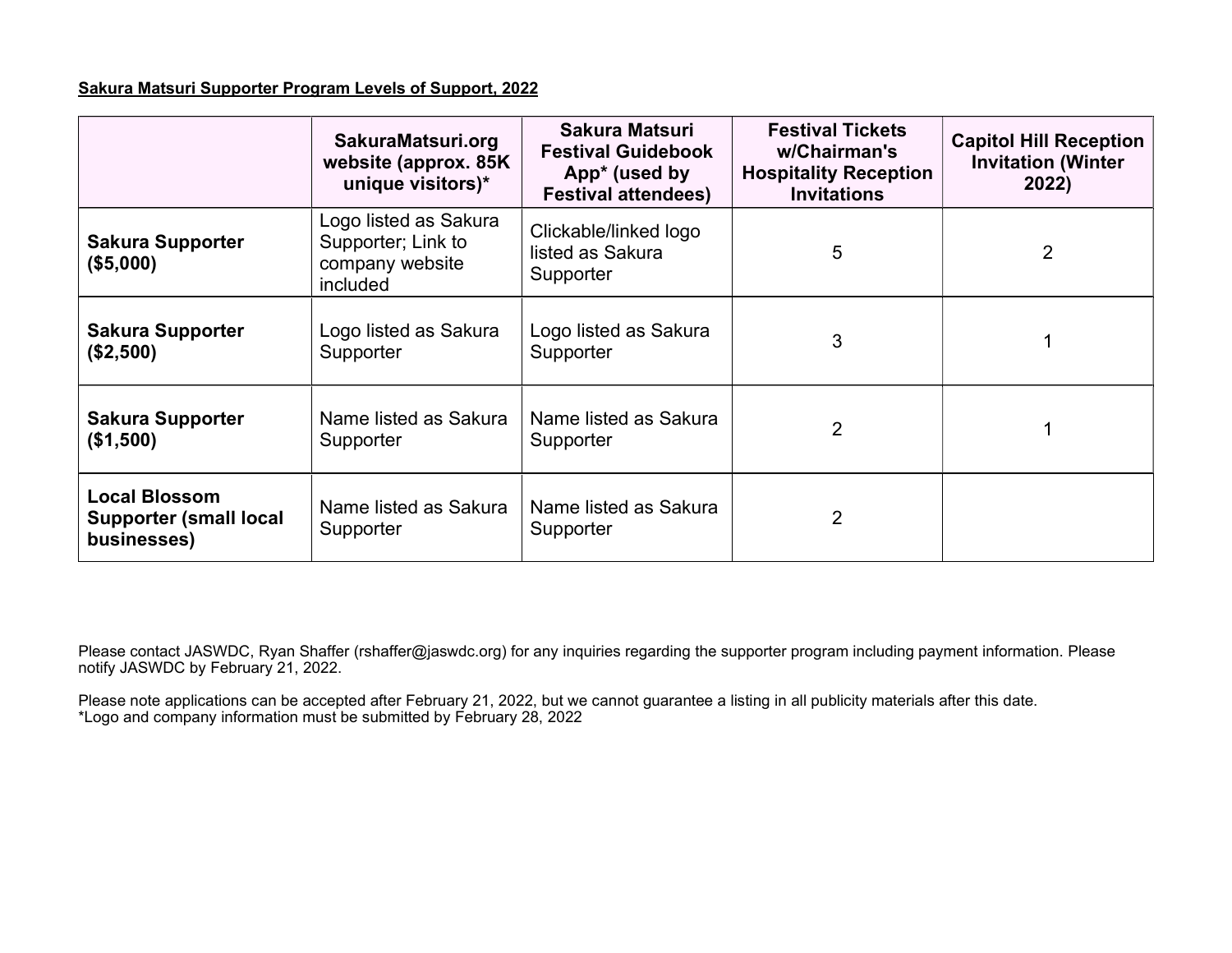**Sakura Matsuri Supporter Program Levels of Support, 2022**

| | SakuraMatsuri.org website (approx. 85K unique visitors)* | Sakura Matsuri Festival Guidebook App* (used by Festival attendees) | Festival Tickets w/Chairman's Hospitality Reception Invitations | Capitol Hill Reception Invitation (Winter 2022) |
|---|---|---|---|---|
| **Sakura Supporter ($5,000)** | Logo listed as Sakura Supporter; Link to company website included | Clickable/linked logo listed as Sakura Supporter | 5 | 2 |
| **Sakura Supporter ($2,500)** | Logo listed as Sakura Supporter | Logo listed as Sakura Supporter | 3 | 1 |
| **Sakura Supporter ($1,500)** | Name listed as Sakura Supporter | Name listed as Sakura Supporter | 2 | 1 |
| **Local Blossom Supporter (small local businesses)** | Name listed as Sakura Supporter | Name listed as Sakura Supporter | 2 | |

Please contact JASWDC, Ryan Shaffer (rshaffer@jaswdc.org) for any inquiries regarding the supporter program including payment information. Please notify JASWDC by February 21, 2022.

Please note applications can be accepted after February 21, 2022, but we cannot guarantee a listing in all publicity materials after this date.
*Logo and company information must be submitted by February 28, 2022